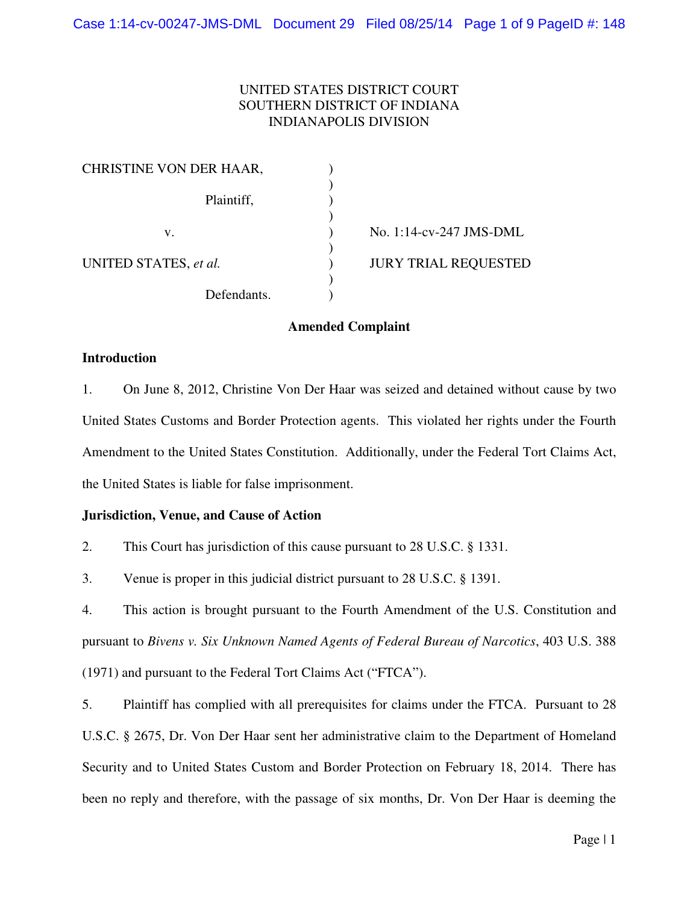UNITED STATES DISTRICT COURT
SOUTHERN DISTRICT OF INDIANA
INDIANAPOLIS DIVISION

| | | |
|---|---|---|
| CHRISTINE VON DER HAAR, | ) | |
| Plaintiff, | ) | |
| v. | ) | No. 1:14-cv-247 JMS-DML |
| UNITED STATES, *et al.* | ) | JURY TRIAL REQUESTED |
| Defendants. | ) | |

**Amended Complaint**

**Introduction**

1. On June 8, 2012, Christine Von Der Haar was seized and detained without cause by two United States Customs and Border Protection agents. This violated her rights under the Fourth Amendment to the United States Constitution. Additionally, under the Federal Tort Claims Act, the United States is liable for false imprisonment.

**Jurisdiction, Venue, and Cause of Action**

2. This Court has jurisdiction of this cause pursuant to 28 U.S.C. § 1331.

3. Venue is proper in this judicial district pursuant to 28 U.S.C. § 1391.

4. This action is brought pursuant to the Fourth Amendment of the U.S. Constitution and pursuant to *Bivens v. Six Unknown Named Agents of Federal Bureau of Narcotics*, 403 U.S. 388 (1971) and pursuant to the Federal Tort Claims Act ("FTCA").

5. Plaintiff has complied with all prerequisites for claims under the FTCA. Pursuant to 28 U.S.C. § 2675, Dr. Von Der Haar sent her administrative claim to the Department of Homeland Security and to United States Custom and Border Protection on February 18, 2014. There has been no reply and therefore, with the passage of six months, Dr. Von Der Haar is deeming the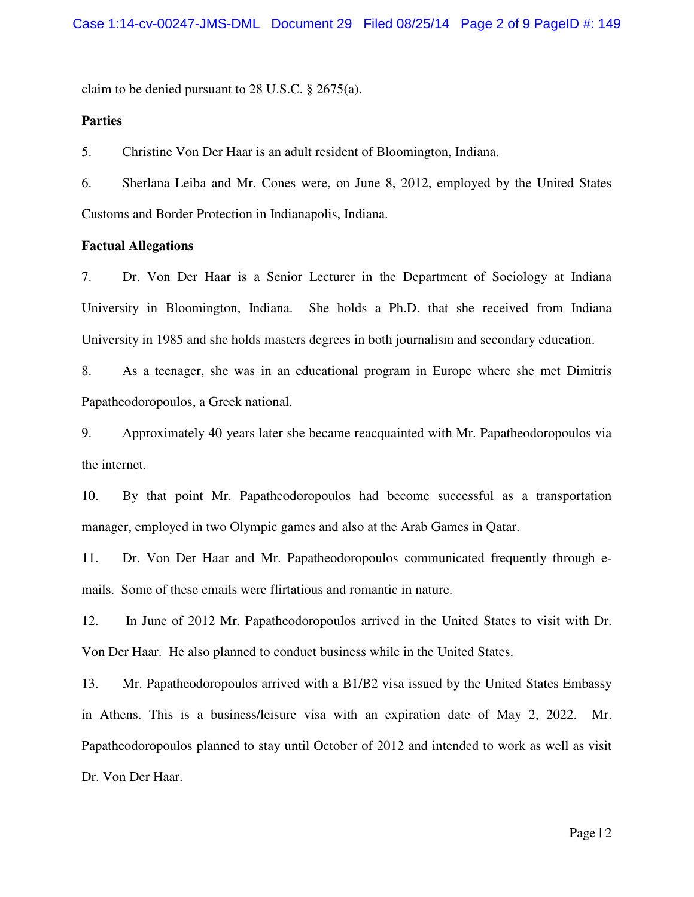claim to be denied pursuant to 28 U.S.C. § 2675(a).

**Parties**

5. Christine Von Der Haar is an adult resident of Bloomington, Indiana.

6. Sherlana Leiba and Mr. Cones were, on June 8, 2012, employed by the United States Customs and Border Protection in Indianapolis, Indiana.

**Factual Allegations**

7. Dr. Von Der Haar is a Senior Lecturer in the Department of Sociology at Indiana University in Bloomington, Indiana. She holds a Ph.D. that she received from Indiana University in 1985 and she holds masters degrees in both journalism and secondary education.

8. As a teenager, she was in an educational program in Europe where she met Dimitris Papatheodoropoulos, a Greek national.

9. Approximately 40 years later she became reacquainted with Mr. Papatheodoropoulos via the internet.

10. By that point Mr. Papatheodoropoulos had become successful as a transportation manager, employed in two Olympic games and also at the Arab Games in Qatar.

11. Dr. Von Der Haar and Mr. Papatheodoropoulos communicated frequently through e-mails. Some of these emails were flirtatious and romantic in nature.

12. In June of 2012 Mr. Papatheodoropoulos arrived in the United States to visit with Dr. Von Der Haar. He also planned to conduct business while in the United States.

13. Mr. Papatheodoropoulos arrived with a B1/B2 visa issued by the United States Embassy in Athens. This is a business/leisure visa with an expiration date of May 2, 2022. Mr. Papatheodoropoulos planned to stay until October of 2012 and intended to work as well as visit Dr. Von Der Haar.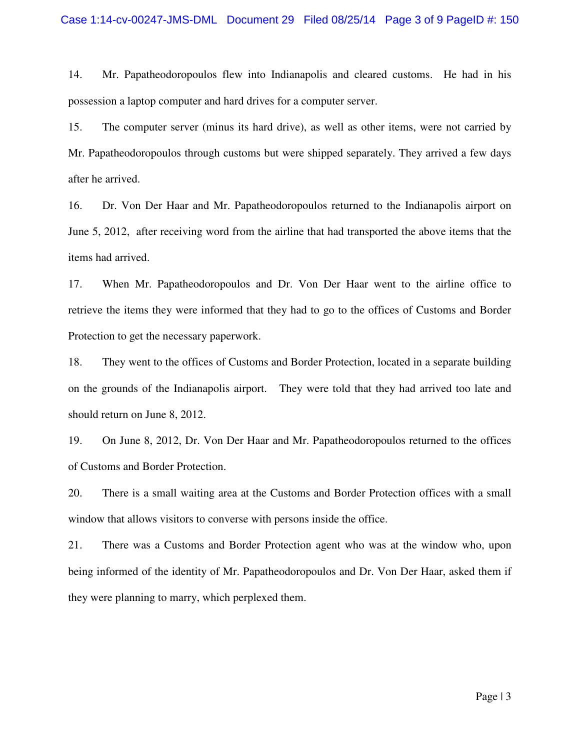14. Mr. Papatheodoropoulos flew into Indianapolis and cleared customs. He had in his possession a laptop computer and hard drives for a computer server.

15. The computer server (minus its hard drive), as well as other items, were not carried by Mr. Papatheodoropoulos through customs but were shipped separately. They arrived a few days after he arrived.

16. Dr. Von Der Haar and Mr. Papatheodoropoulos returned to the Indianapolis airport on June 5, 2012, after receiving word from the airline that had transported the above items that the items had arrived.

17. When Mr. Papatheodoropoulos and Dr. Von Der Haar went to the airline office to retrieve the items they were informed that they had to go to the offices of Customs and Border Protection to get the necessary paperwork.

18. They went to the offices of Customs and Border Protection, located in a separate building on the grounds of the Indianapolis airport. They were told that they had arrived too late and should return on June 8, 2012.

19. On June 8, 2012, Dr. Von Der Haar and Mr. Papatheodoropoulos returned to the offices of Customs and Border Protection.

20. There is a small waiting area at the Customs and Border Protection offices with a small window that allows visitors to converse with persons inside the office.

21. There was a Customs and Border Protection agent who was at the window who, upon being informed of the identity of Mr. Papatheodoropoulos and Dr. Von Der Haar, asked them if they were planning to marry, which perplexed them.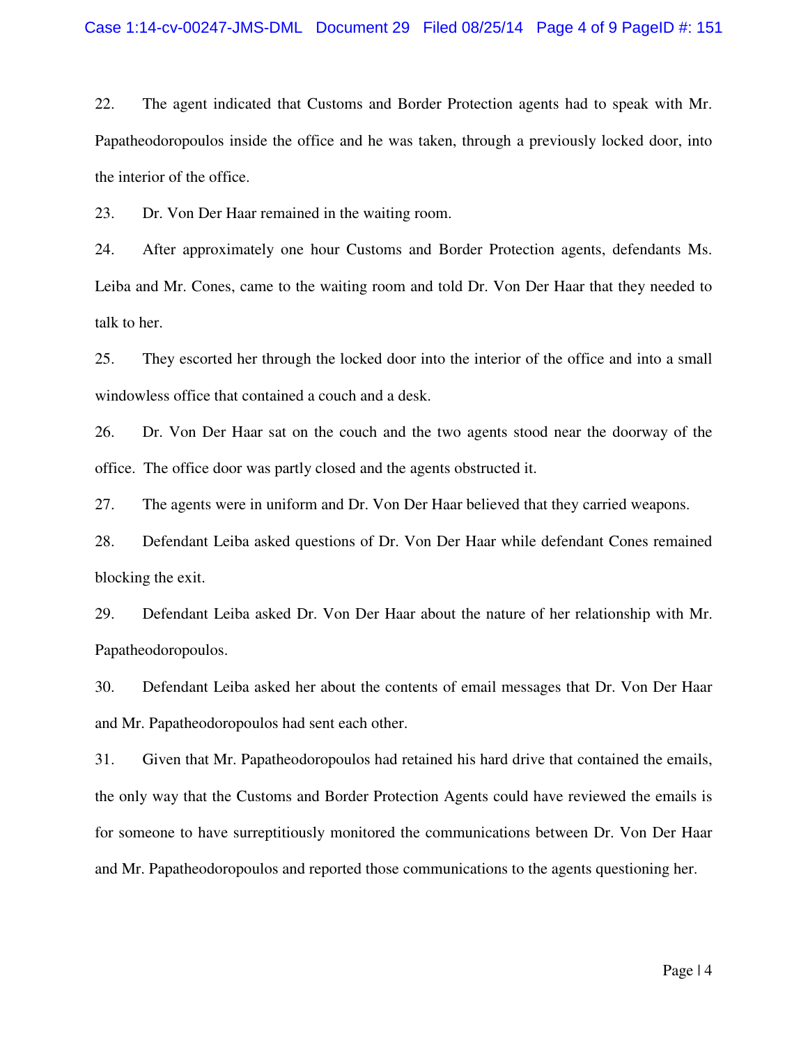22. The agent indicated that Customs and Border Protection agents had to speak with Mr. Papatheodoropoulos inside the office and he was taken, through a previously locked door, into the interior of the office.

23. Dr. Von Der Haar remained in the waiting room.

24. After approximately one hour Customs and Border Protection agents, defendants Ms. Leiba and Mr. Cones, came to the waiting room and told Dr. Von Der Haar that they needed to talk to her.

25. They escorted her through the locked door into the interior of the office and into a small windowless office that contained a couch and a desk.

26. Dr. Von Der Haar sat on the couch and the two agents stood near the doorway of the office. The office door was partly closed and the agents obstructed it.

27. The agents were in uniform and Dr. Von Der Haar believed that they carried weapons.

28. Defendant Leiba asked questions of Dr. Von Der Haar while defendant Cones remained blocking the exit.

29. Defendant Leiba asked Dr. Von Der Haar about the nature of her relationship with Mr. Papatheodoropoulos.

30. Defendant Leiba asked her about the contents of email messages that Dr. Von Der Haar and Mr. Papatheodoropoulos had sent each other.

31. Given that Mr. Papatheodoropoulos had retained his hard drive that contained the emails, the only way that the Customs and Border Protection Agents could have reviewed the emails is for someone to have surreptitiously monitored the communications between Dr. Von Der Haar and Mr. Papatheodoropoulos and reported those communications to the agents questioning her.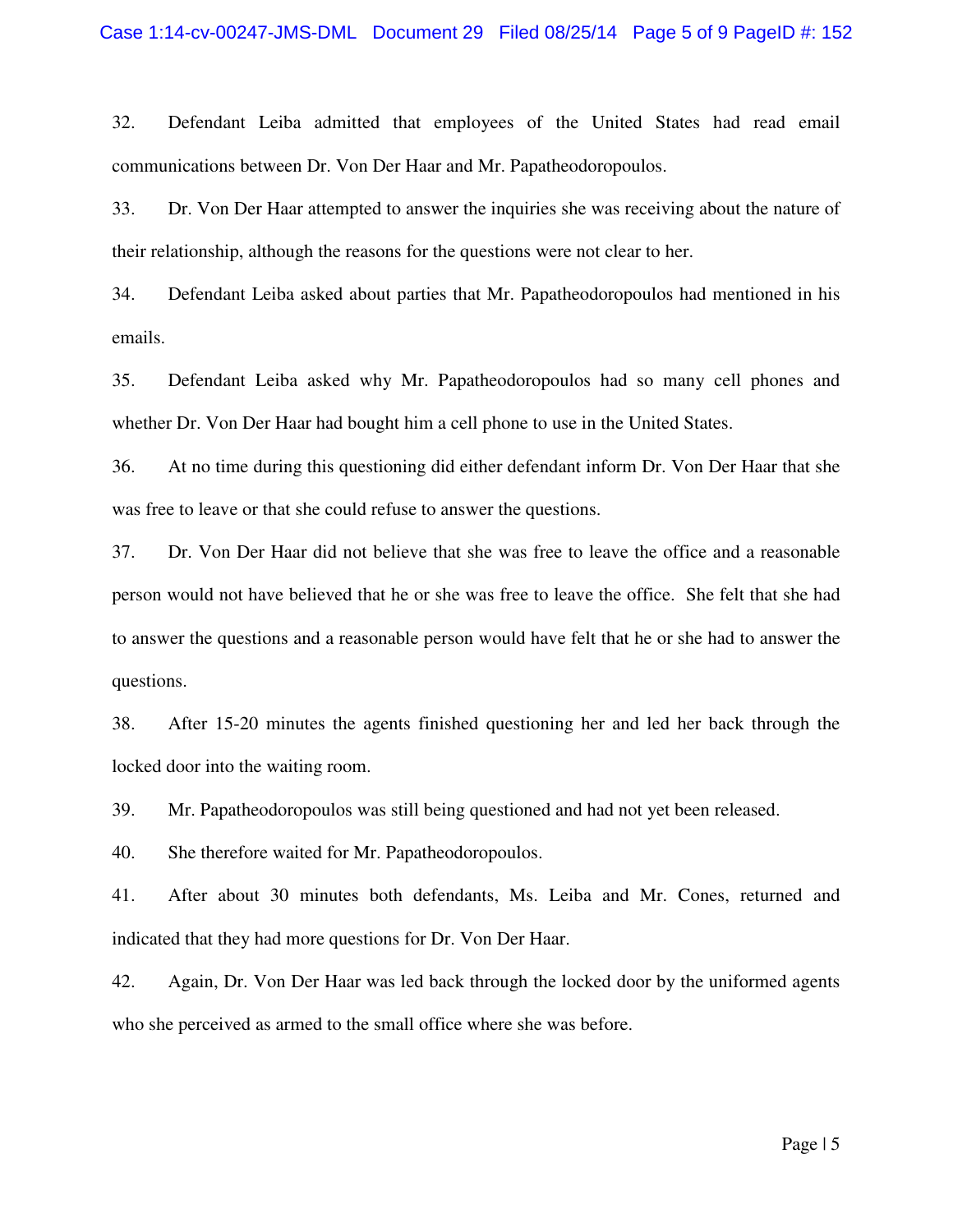32. Defendant Leiba admitted that employees of the United States had read email communications between Dr. Von Der Haar and Mr. Papatheodoropoulos.

33. Dr. Von Der Haar attempted to answer the inquiries she was receiving about the nature of their relationship, although the reasons for the questions were not clear to her.

34. Defendant Leiba asked about parties that Mr. Papatheodoropoulos had mentioned in his emails.

35. Defendant Leiba asked why Mr. Papatheodoropoulos had so many cell phones and whether Dr. Von Der Haar had bought him a cell phone to use in the United States.

36. At no time during this questioning did either defendant inform Dr. Von Der Haar that she was free to leave or that she could refuse to answer the questions.

37. Dr. Von Der Haar did not believe that she was free to leave the office and a reasonable person would not have believed that he or she was free to leave the office. She felt that she had to answer the questions and a reasonable person would have felt that he or she had to answer the questions.

38. After 15-20 minutes the agents finished questioning her and led her back through the locked door into the waiting room.

39. Mr. Papatheodoropoulos was still being questioned and had not yet been released.

40. She therefore waited for Mr. Papatheodoropoulos.

41. After about 30 minutes both defendants, Ms. Leiba and Mr. Cones, returned and indicated that they had more questions for Dr. Von Der Haar.

42. Again, Dr. Von Der Haar was led back through the locked door by the uniformed agents who she perceived as armed to the small office where she was before.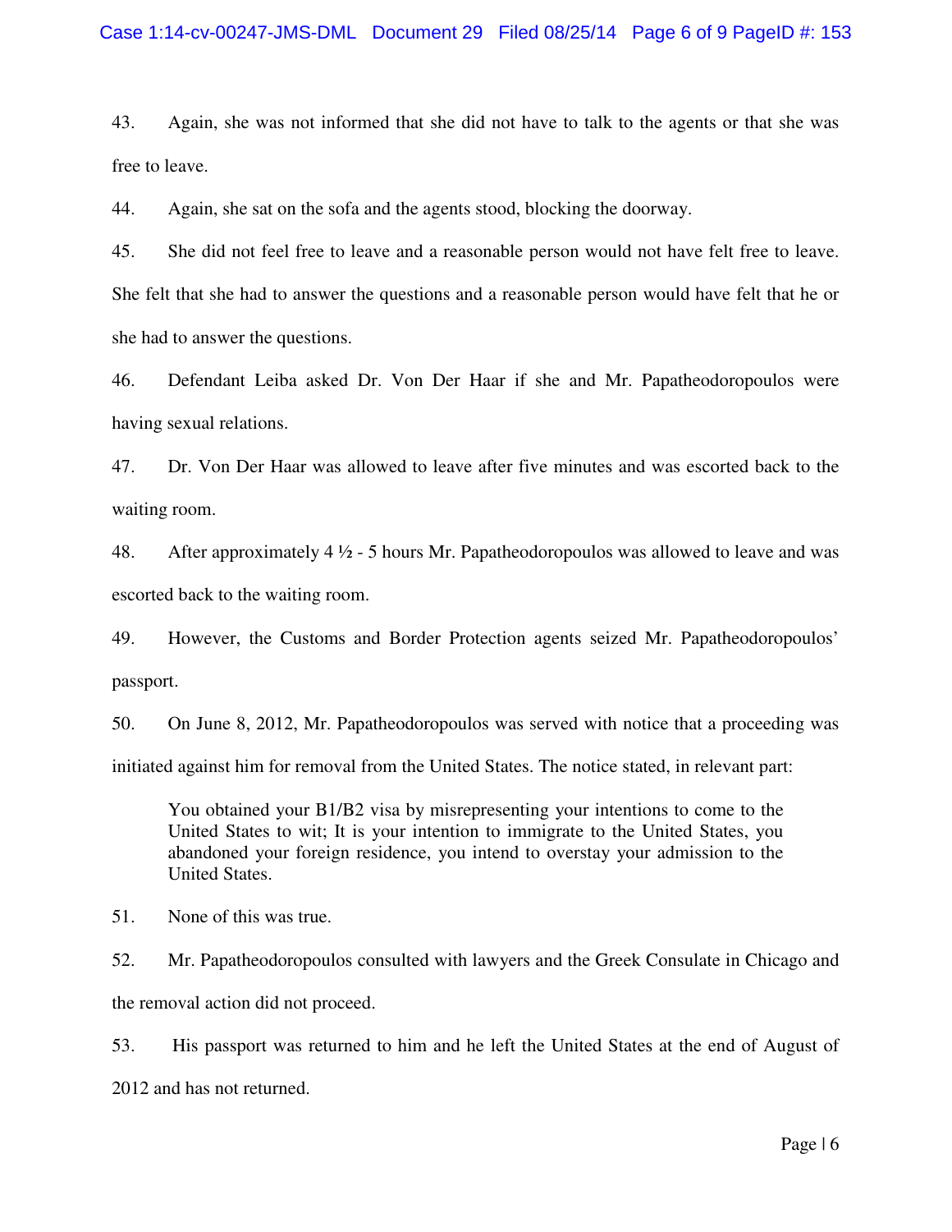43. Again, she was not informed that she did not have to talk to the agents or that she was free to leave.

44. Again, she sat on the sofa and the agents stood, blocking the doorway.

45. She did not feel free to leave and a reasonable person would not have felt free to leave. She felt that she had to answer the questions and a reasonable person would have felt that he or she had to answer the questions.

46. Defendant Leiba asked Dr. Von Der Haar if she and Mr. Papatheodoropoulos were having sexual relations.

47. Dr. Von Der Haar was allowed to leave after five minutes and was escorted back to the waiting room.

48. After approximately 4 ½ - 5 hours Mr. Papatheodoropoulos was allowed to leave and was escorted back to the waiting room.

49. However, the Customs and Border Protection agents seized Mr. Papatheodoropoulos' passport.

50. On June 8, 2012, Mr. Papatheodoropoulos was served with notice that a proceeding was initiated against him for removal from the United States. The notice stated, in relevant part:

> You obtained your B1/B2 visa by misrepresenting your intentions to come to the United States to wit; It is your intention to immigrate to the United States, you abandoned your foreign residence, you intend to overstay your admission to the United States.

51. None of this was true.

52. Mr. Papatheodoropoulos consulted with lawyers and the Greek Consulate in Chicago and the removal action did not proceed.

53. His passport was returned to him and he left the United States at the end of August of 2012 and has not returned.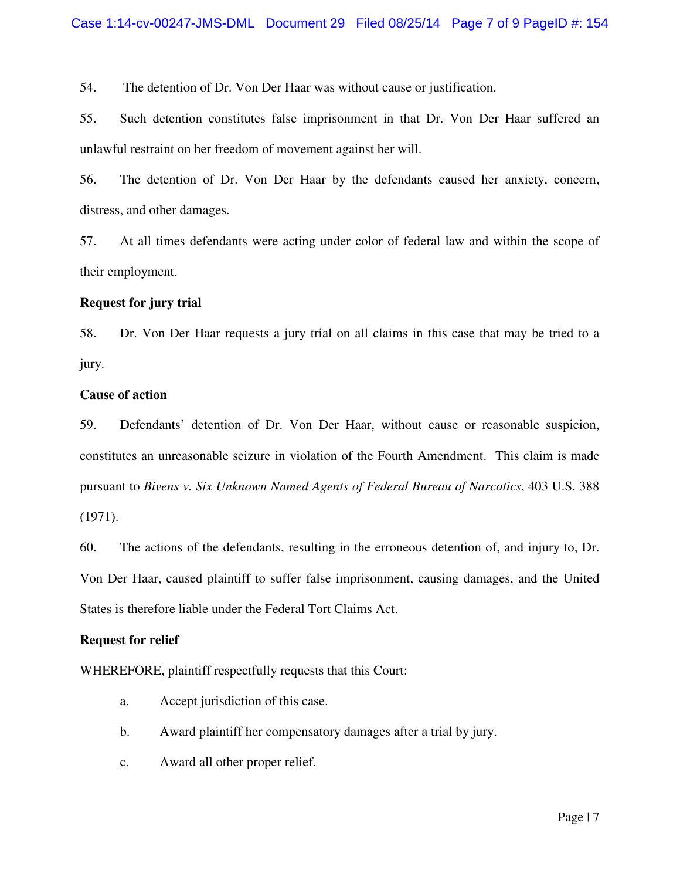54. The detention of Dr. Von Der Haar was without cause or justification.

55. Such detention constitutes false imprisonment in that Dr. Von Der Haar suffered an unlawful restraint on her freedom of movement against her will.

56. The detention of Dr. Von Der Haar by the defendants caused her anxiety, concern, distress, and other damages.

57. At all times defendants were acting under color of federal law and within the scope of their employment.

**Request for jury trial**

58. Dr. Von Der Haar requests a jury trial on all claims in this case that may be tried to a jury.

**Cause of action**

59. Defendants' detention of Dr. Von Der Haar, without cause or reasonable suspicion, constitutes an unreasonable seizure in violation of the Fourth Amendment. This claim is made pursuant to *Bivens v. Six Unknown Named Agents of Federal Bureau of Narcotics*, 403 U.S. 388 (1971).

60. The actions of the defendants, resulting in the erroneous detention of, and injury to, Dr. Von Der Haar, caused plaintiff to suffer false imprisonment, causing damages, and the United States is therefore liable under the Federal Tort Claims Act.

**Request for relief**

WHEREFORE, plaintiff respectfully requests that this Court:

a. Accept jurisdiction of this case.

b. Award plaintiff her compensatory damages after a trial by jury.

c. Award all other proper relief.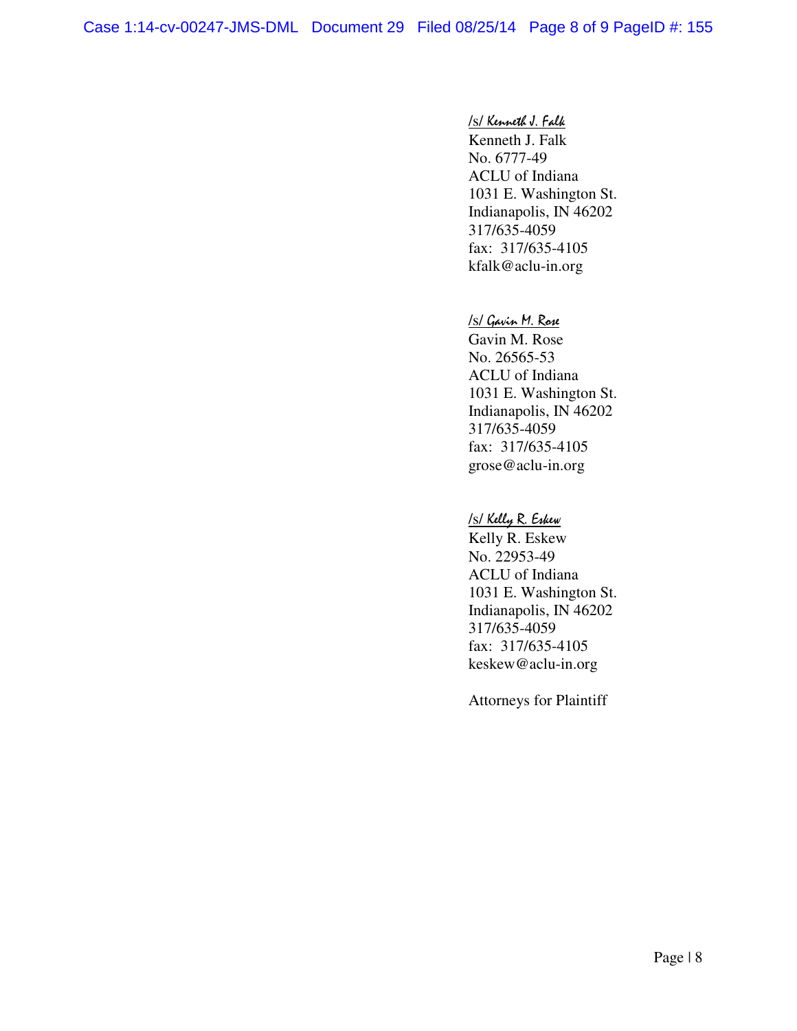/s/ Kenneth J. Falk
Kenneth J. Falk
No. 6777-49
ACLU of Indiana
1031 E. Washington St.
Indianapolis, IN 46202
317/635-4059
fax: 317/635-4105
kfalk@aclu-in.org

/s/ Gavin M. Rose
Gavin M. Rose
No. 26565-53
ACLU of Indiana
1031 E. Washington St.
Indianapolis, IN 46202
317/635-4059
fax: 317/635-4105
grose@aclu-in.org

/s/ Kelly R. Eskew
Kelly R. Eskew
No. 22953-49
ACLU of Indiana
1031 E. Washington St.
Indianapolis, IN 46202
317/635-4059
fax: 317/635-4105
keskew@aclu-in.org

Attorneys for Plaintiff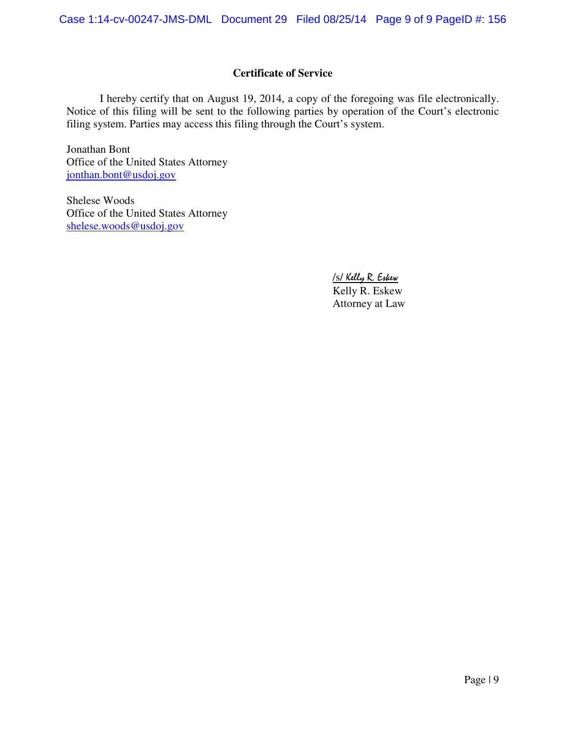## Certificate of Service

I hereby certify that on August 19, 2014, a copy of the foregoing was file electronically. Notice of this filing will be sent to the following parties by operation of the Court's electronic filing system. Parties may access this filing through the Court's system.

Jonathan Bont
Office of the United States Attorney
jonthan.bont@usdoj.gov

Shelese Woods
Office of the United States Attorney
shelese.woods@usdoj.gov

/s/ Kelly R. Eskew
Kelly R. Eskew
Attorney at Law